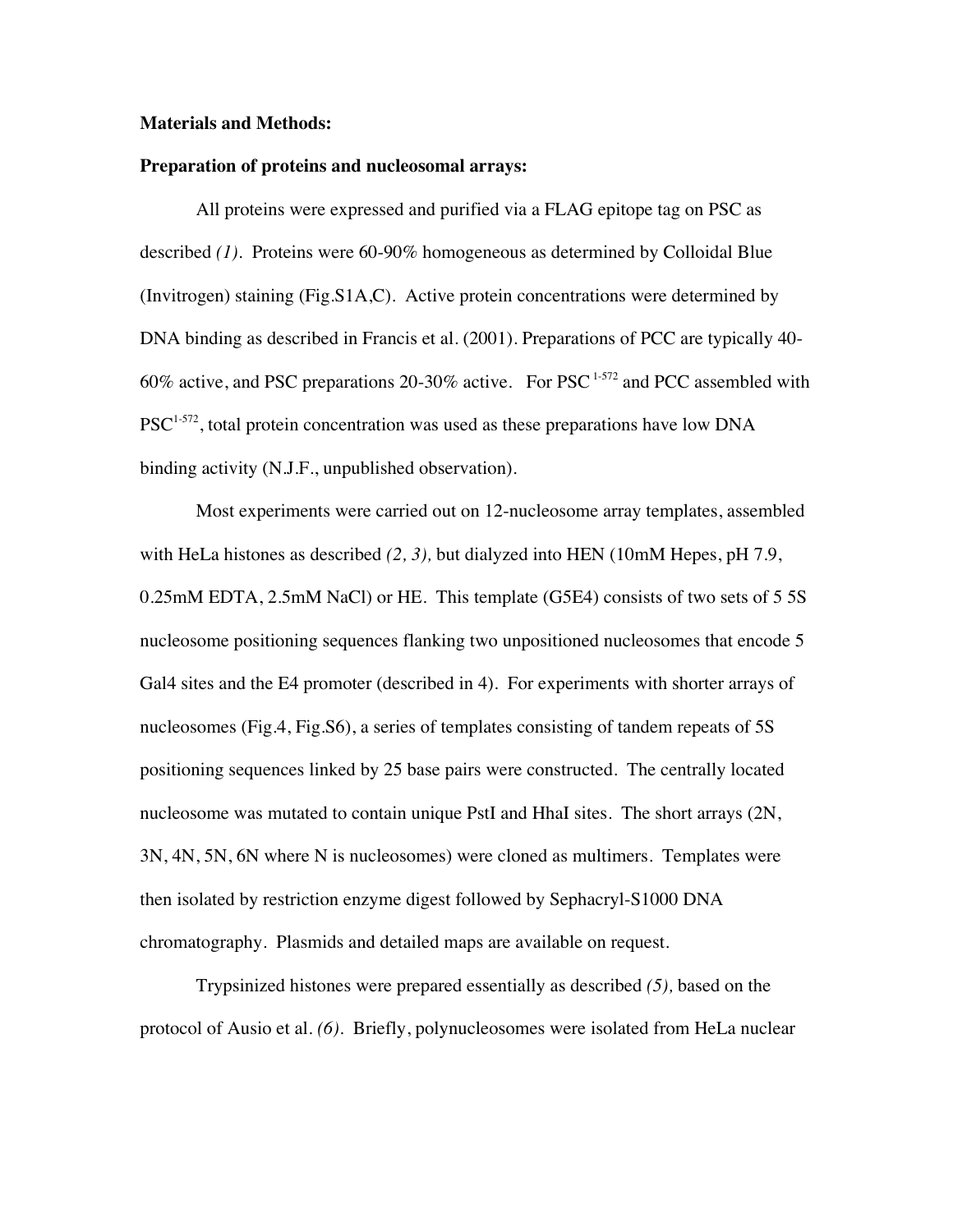**Materials and Methods:**

**Preparation of proteins and nucleosomal arrays:**

All proteins were expressed and purified via a FLAG epitope tag on PSC as described *(1)*. Proteins were 60-90% homogeneous as determined by Colloidal Blue (Invitrogen) staining (Fig.S1A,C). Active protein concentrations were determined by DNA binding as described in Francis et al. (2001). Preparations of PCC are typically 40-60% active, and PSC preparations 20-30% active. For PSC $^{1\text{-}572}$ and PCC assembled with PSC$^{1\text{-}572}$, total protein concentration was used as these preparations have low DNA binding activity (N.J.F., unpublished observation).

Most experiments were carried out on 12-nucleosome array templates, assembled with HeLa histones as described *(2, 3),* but dialyzed into HEN (10mM Hepes, pH 7.9, 0.25mM EDTA, 2.5mM NaCl) or HE. This template (G5E4) consists of two sets of 5 5S nucleosome positioning sequences flanking two unpositioned nucleosomes that encode 5 Gal4 sites and the E4 promoter (described in 4). For experiments with shorter arrays of nucleosomes (Fig.4, Fig.S6), a series of templates consisting of tandem repeats of 5S positioning sequences linked by 25 base pairs were constructed. The centrally located nucleosome was mutated to contain unique PstI and HhaI sites. The short arrays (2N, 3N, 4N, 5N, 6N where N is nucleosomes) were cloned as multimers. Templates were then isolated by restriction enzyme digest followed by Sephacryl-S1000 DNA chromatography. Plasmids and detailed maps are available on request.

Trypsinized histones were prepared essentially as described *(5),* based on the protocol of Ausio et al. *(6)*. Briefly, polynucleosomes were isolated from HeLa nuclear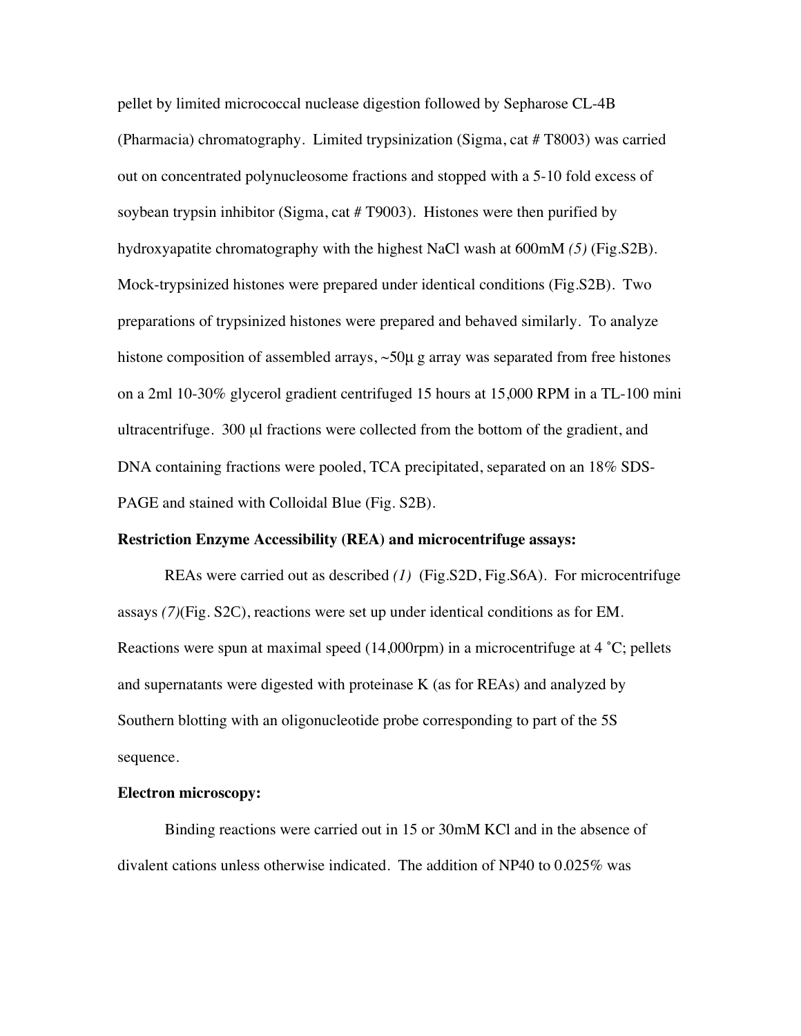pellet by limited micrococcal nuclease digestion followed by Sepharose CL-4B (Pharmacia) chromatography. Limited trypsinization (Sigma, cat # T8003) was carried out on concentrated polynucleosome fractions and stopped with a 5-10 fold excess of soybean trypsin inhibitor (Sigma, cat # T9003). Histones were then purified by hydroxyapatite chromatography with the highest NaCl wash at 600mM *(5)* (Fig.S2B). Mock-trypsinized histones were prepared under identical conditions (Fig.S2B). Two preparations of trypsinized histones were prepared and behaved similarly. To analyze histone composition of assembled arrays, ~50μ g array was separated from free histones on a 2ml 10-30% glycerol gradient centrifuged 15 hours at 15,000 RPM in a TL-100 mini ultracentrifuge. 300 μl fractions were collected from the bottom of the gradient, and DNA containing fractions were pooled, TCA precipitated, separated on an 18% SDS-PAGE and stained with Colloidal Blue (Fig. S2B).

**Restriction Enzyme Accessibility (REA) and microcentrifuge assays:**

REAs were carried out as described *(1)* (Fig.S2D, Fig.S6A). For microcentrifuge assays *(7)*(Fig. S2C), reactions were set up under identical conditions as for EM. Reactions were spun at maximal speed (14,000rpm) in a microcentrifuge at 4 ˚C; pellets and supernatants were digested with proteinase K (as for REAs) and analyzed by Southern blotting with an oligonucleotide probe corresponding to part of the 5S sequence.

**Electron microscopy:**

Binding reactions were carried out in 15 or 30mM KCl and in the absence of divalent cations unless otherwise indicated. The addition of NP40 to 0.025% was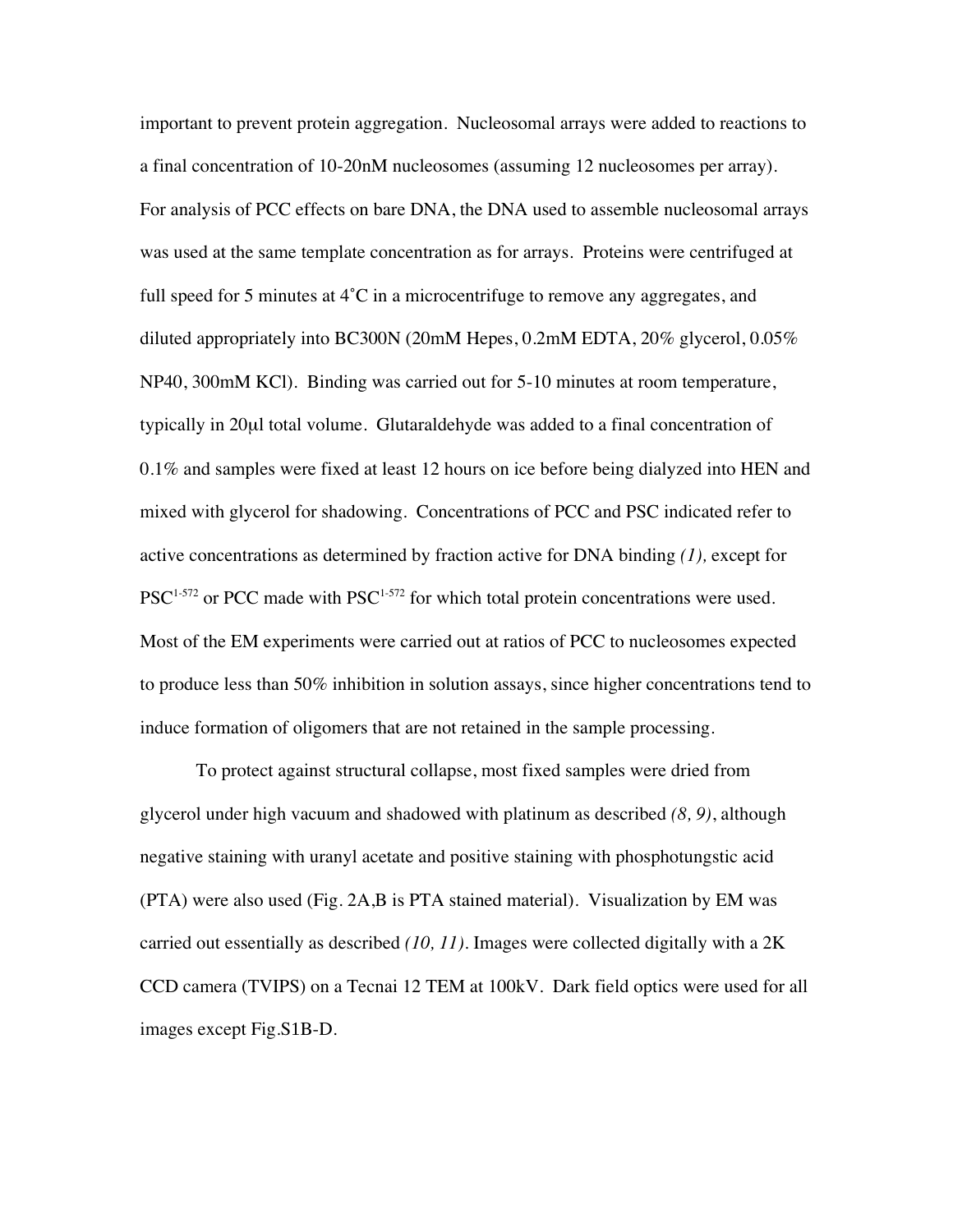important to prevent protein aggregation. Nucleosomal arrays were added to reactions to a final concentration of 10-20nM nucleosomes (assuming 12 nucleosomes per array). For analysis of PCC effects on bare DNA, the DNA used to assemble nucleosomal arrays was used at the same template concentration as for arrays. Proteins were centrifuged at full speed for 5 minutes at 4˚C in a microcentrifuge to remove any aggregates, and diluted appropriately into BC300N (20mM Hepes, 0.2mM EDTA, 20% glycerol, 0.05% NP40, 300mM KCl). Binding was carried out for 5-10 minutes at room temperature, typically in 20μl total volume. Glutaraldehyde was added to a final concentration of 0.1% and samples were fixed at least 12 hours on ice before being dialyzed into HEN and mixed with glycerol for shadowing. Concentrations of PCC and PSC indicated refer to active concentrations as determined by fraction active for DNA binding *(1),* except for $PSC^{1\text{-}572}$ or PCC made with $PSC^{1\text{-}572}$ for which total protein concentrations were used. Most of the EM experiments were carried out at ratios of PCC to nucleosomes expected to produce less than 50% inhibition in solution assays, since higher concentrations tend to induce formation of oligomers that are not retained in the sample processing.

To protect against structural collapse, most fixed samples were dried from glycerol under high vacuum and shadowed with platinum as described *(8, 9)*, although negative staining with uranyl acetate and positive staining with phosphotungstic acid (PTA) were also used (Fig. 2A,B is PTA stained material). Visualization by EM was carried out essentially as described *(10, 11)*. Images were collected digitally with a 2K CCD camera (TVIPS) on a Tecnai 12 TEM at 100kV. Dark field optics were used for all images except Fig.S1B-D.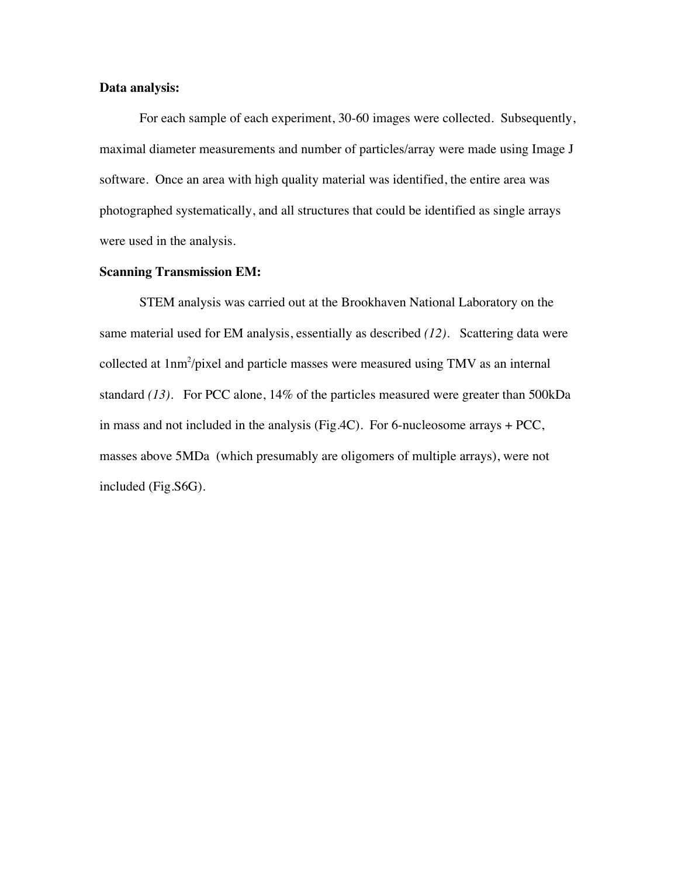**Data analysis:**

For each sample of each experiment, 30-60 images were collected. Subsequently, maximal diameter measurements and number of particles/array were made using Image J software. Once an area with high quality material was identified, the entire area was photographed systematically, and all structures that could be identified as single arrays were used in the analysis.

**Scanning Transmission EM:**

STEM analysis was carried out at the Brookhaven National Laboratory on the same material used for EM analysis, essentially as described *(12)*. Scattering data were collected at $1nm^2$/pixel and particle masses were measured using TMV as an internal standard *(13)*. For PCC alone, 14% of the particles measured were greater than 500kDa in mass and not included in the analysis (Fig.4C). For 6-nucleosome arrays + PCC, masses above 5MDa (which presumably are oligomers of multiple arrays), were not included (Fig.S6G).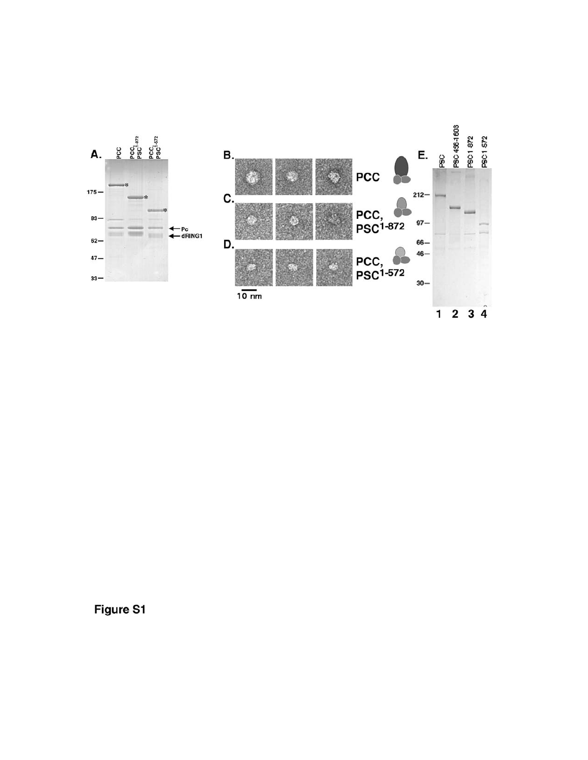Figure S1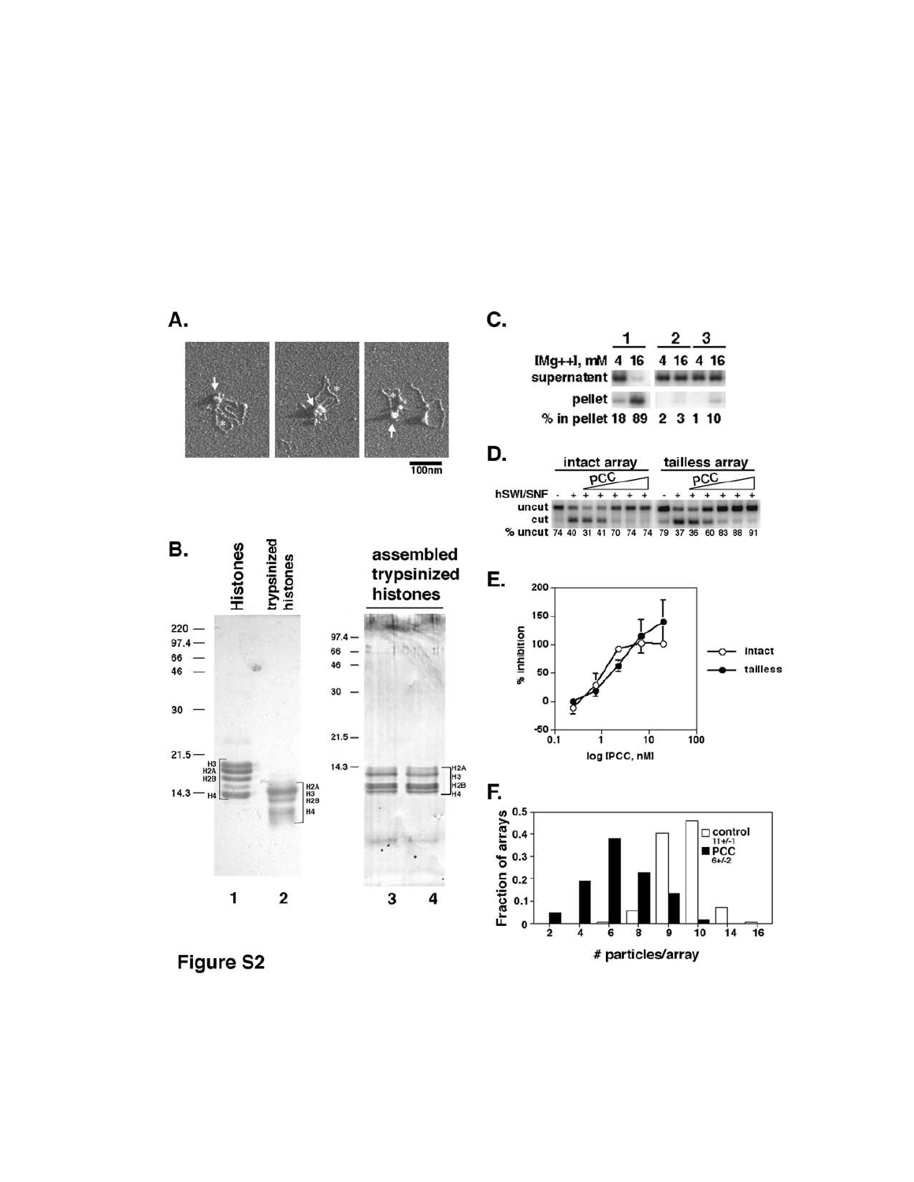Figure S2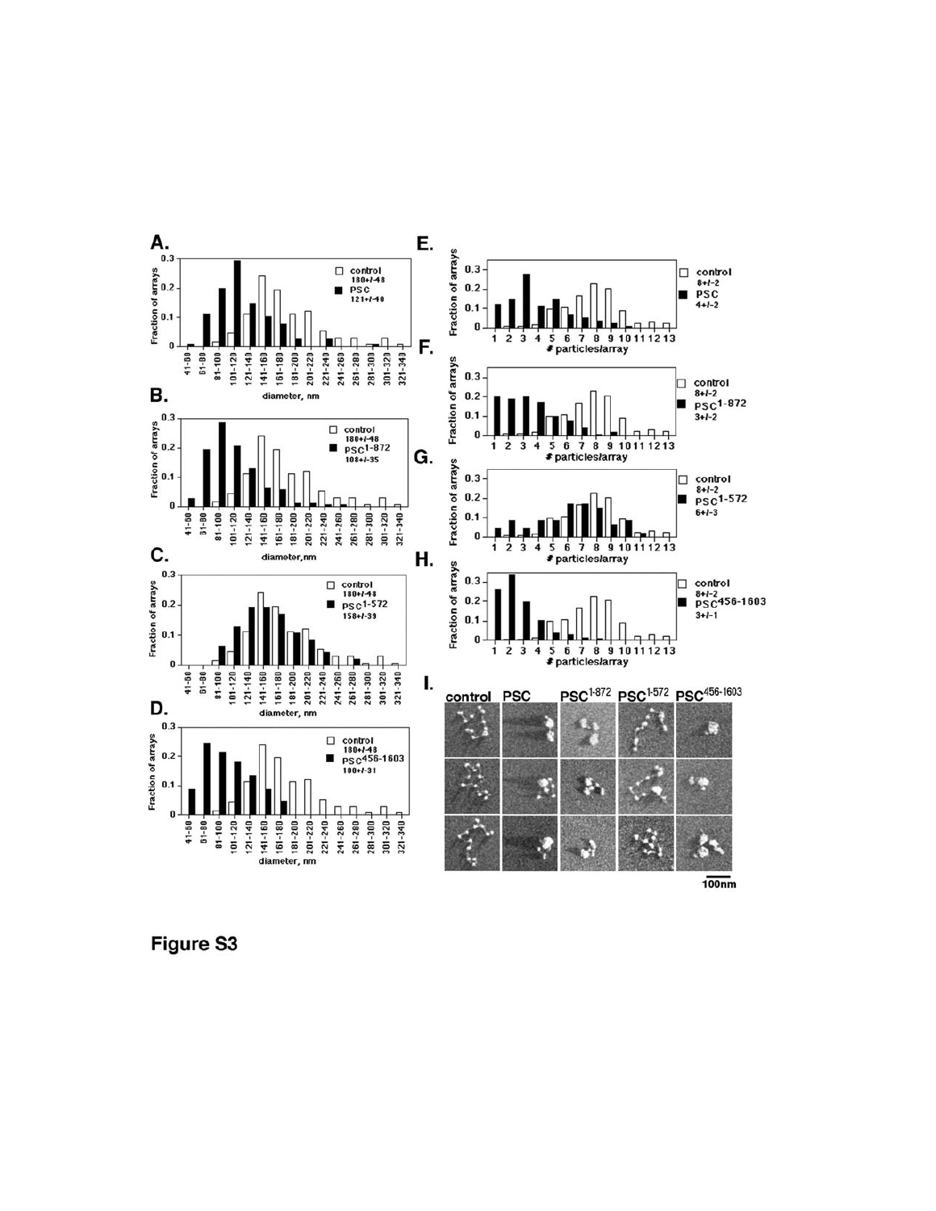**Figure S3**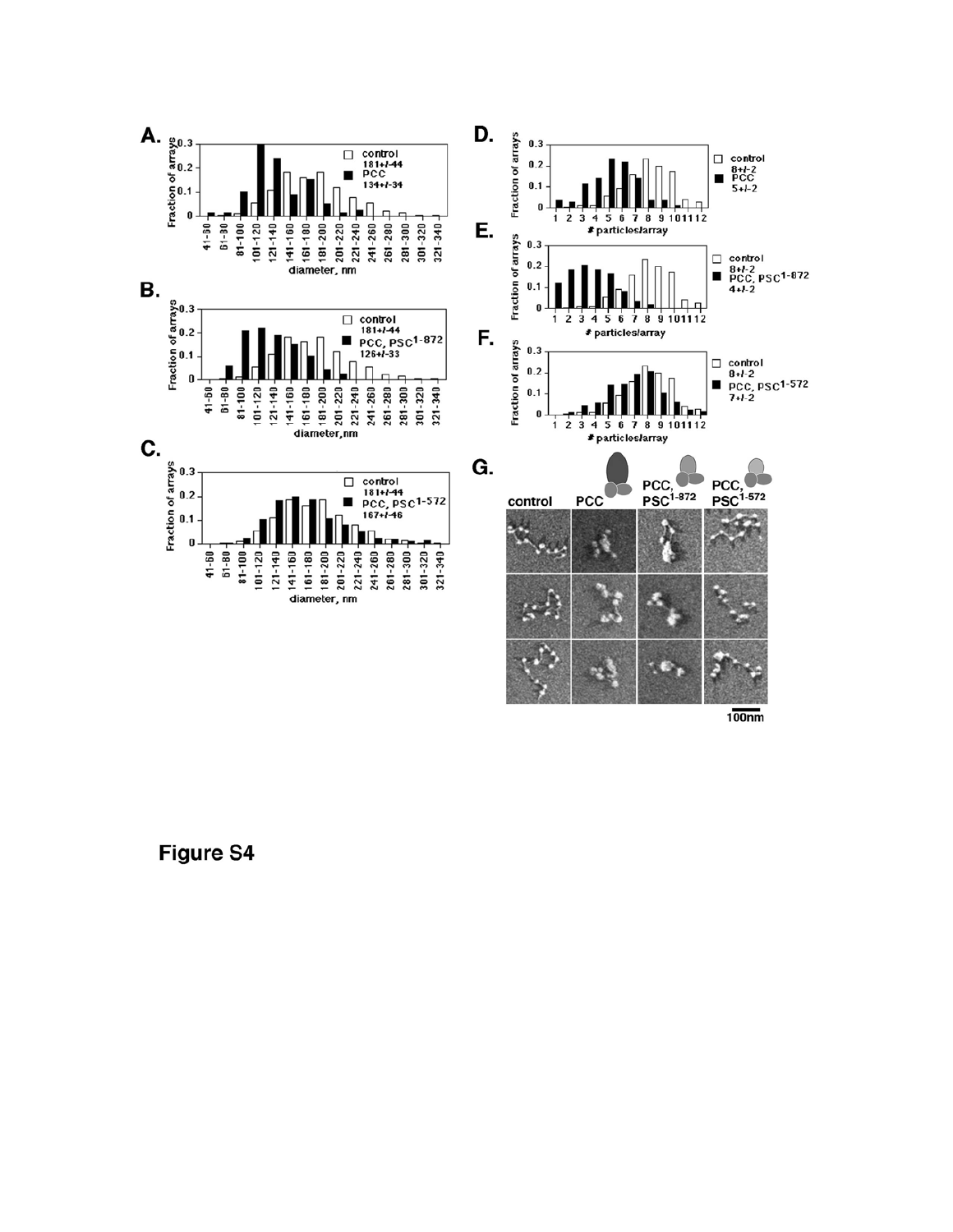Figure S4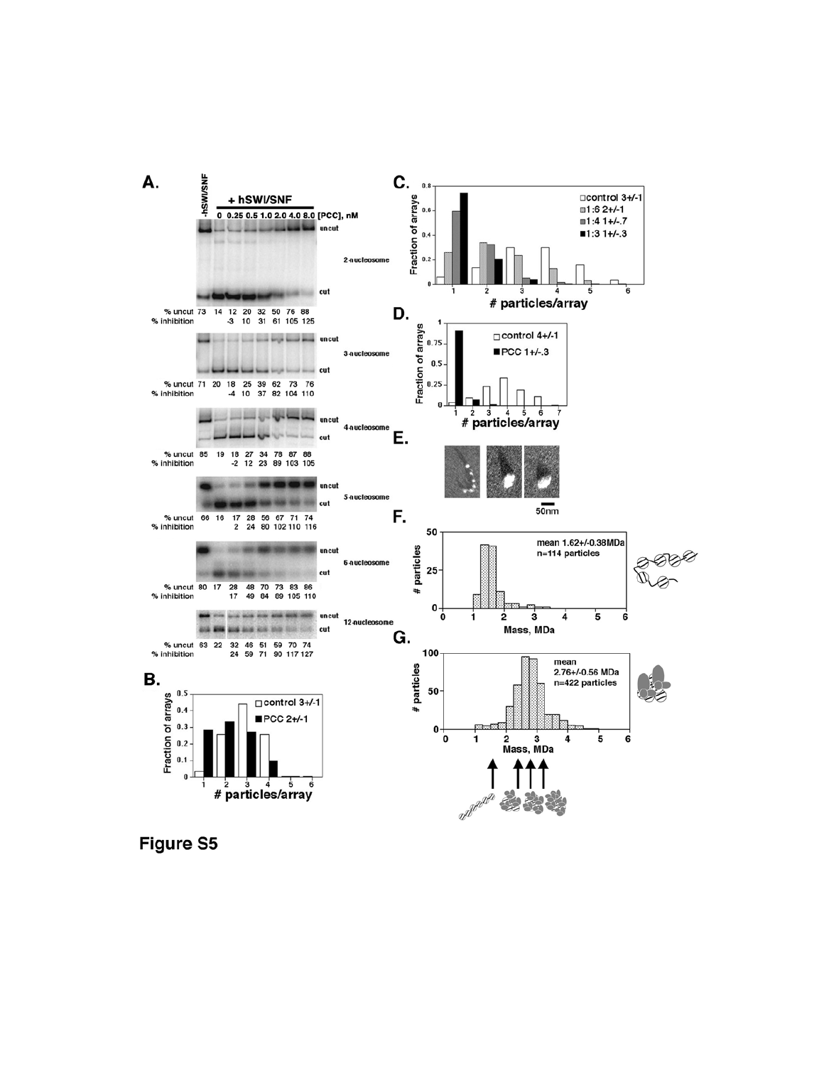**A.**

| | -hSWI/SNF | + hSWI/SNF 0 | 0.25 | 0.5 | 1.0 | 2.0 | 4.0 | 8.0 [PCC], nM |
|---|---|---|---|---|---|---|---|---|
| **2-nucleosome** % uncut | 73 | 14 | 12 | 20 | 32 | 50 | 76 | 88 |
| % inhibition | | | -3 | 10 | 31 | 61 | 105 | 125 |
| **3-nucleosome** % uncut | 71 | 20 | 18 | 25 | 39 | 62 | 73 | 76 |
| % inhibition | | | -4 | 10 | 37 | 82 | 104 | 110 |
| **4-nucleosome** % uncut | 85 | 19 | 18 | 27 | 34 | 78 | 87 | 88 |
| % inhibition | | | -2 | 12 | 23 | 89 | 103 | 105 |
| **5-nucleosome** % uncut | 66 | 16 | 17 | 28 | 56 | 67 | 71 | 74 |
| % inhibition | | | 2 | 24 | 80 | 102 | 110 | 116 |
| **6-nucleosome** % uncut | 80 | 17 | 28 | 48 | 70 | 73 | 83 | 86 |
| % inhibition | | | 17 | 49 | 84 | 89 | 105 | 110 |
| **12-nucleosome** % uncut | 63 | 22 | 32 | 46 | 51 | 59 | 70 | 74 |
| % inhibition | | | 24 | 59 | 71 | 90 | 117 | 127 |

uncut / cut

**B.** Fraction of arrays vs. # particles/array — control 3+/-1; PCC 2+/-1

**C.** Fraction of arrays vs. # particles/array — control 3+/-1; 1:6 2+/-1; 1:4 1+/-.7; 1:3 1+/-.3

**D.** Fraction of arrays vs. # particles/array — control 4+/-1; PCC 1+/-.3

**E.** 50nm

**F.** # particles vs. Mass, MDa — mean 1.62+/-0.38MDa, n=114 particles

**G.** # particles vs. Mass, MDa — mean 2.76+/-0.56 MDa, n=422 particles

**Figure S5**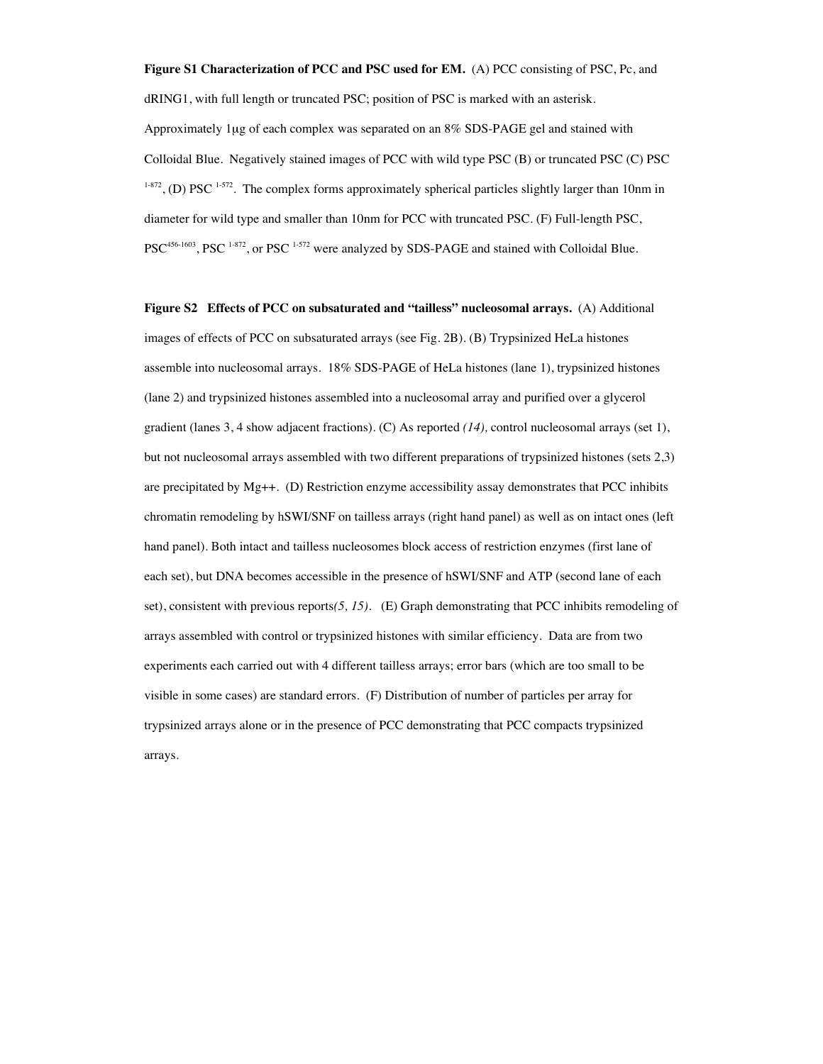**Figure S1 Characterization of PCC and PSC used for EM.** (A) PCC consisting of PSC, Pc, and dRING1, with full length or truncated PSC; position of PSC is marked with an asterisk. Approximately 1μg of each complex was separated on an 8% SDS-PAGE gel and stained with Colloidal Blue. Negatively stained images of PCC with wild type PSC (B) or truncated PSC (C) PSC $^{1\text{-}872}$, (D) PSC $^{1\text{-}572}$. The complex forms approximately spherical particles slightly larger than 10nm in diameter for wild type and smaller than 10nm for PCC with truncated PSC. (F) Full-length PSC, PSC$^{456\text{-}1603}$, PSC $^{1\text{-}872}$, or PSC $^{1\text{-}572}$ were analyzed by SDS-PAGE and stained with Colloidal Blue.

**Figure S2 Effects of PCC on subsaturated and "tailless" nucleosomal arrays.** (A) Additional images of effects of PCC on subsaturated arrays (see Fig. 2B). (B) Trypsinized HeLa histones assemble into nucleosomal arrays. 18% SDS-PAGE of HeLa histones (lane 1), trypsinized histones (lane 2) and trypsinized histones assembled into a nucleosomal array and purified over a glycerol gradient (lanes 3, 4 show adjacent fractions). (C) As reported *(14),* control nucleosomal arrays (set 1), but not nucleosomal arrays assembled with two different preparations of trypsinized histones (sets 2,3) are precipitated by Mg++. (D) Restriction enzyme accessibility assay demonstrates that PCC inhibits chromatin remodeling by hSWI/SNF on tailless arrays (right hand panel) as well as on intact ones (left hand panel). Both intact and tailless nucleosomes block access of restriction enzymes (first lane of each set), but DNA becomes accessible in the presence of hSWI/SNF and ATP (second lane of each set), consistent with previous reports*(5, 15)*. (E) Graph demonstrating that PCC inhibits remodeling of arrays assembled with control or trypsinized histones with similar efficiency. Data are from two experiments each carried out with 4 different tailless arrays; error bars (which are too small to be visible in some cases) are standard errors. (F) Distribution of number of particles per array for trypsinized arrays alone or in the presence of PCC demonstrating that PCC compacts trypsinized arrays.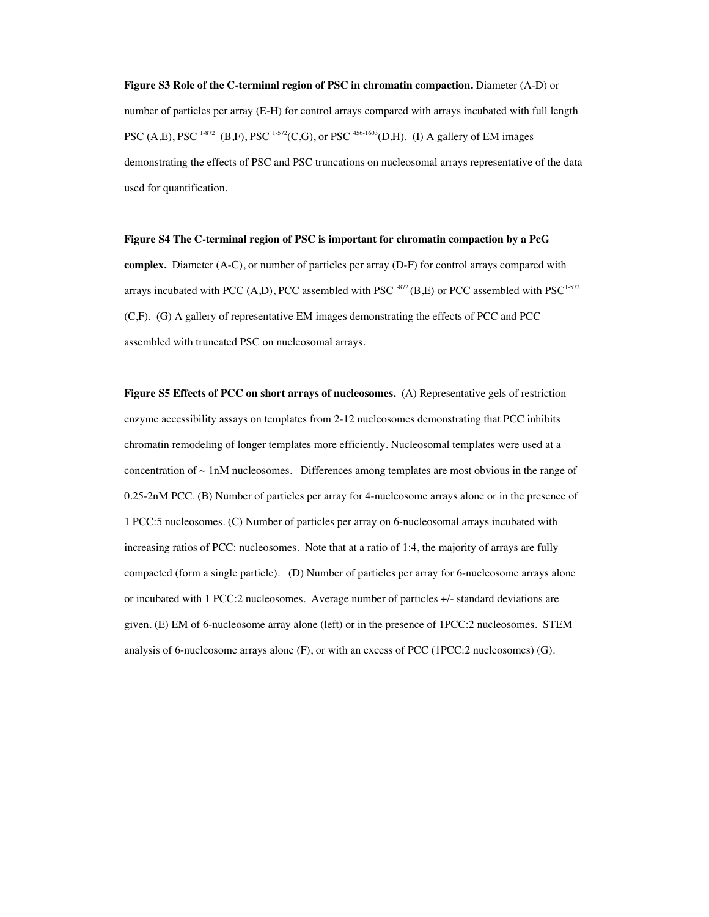**Figure S3 Role of the C-terminal region of PSC in chromatin compaction.** Diameter (A-D) or number of particles per array (E-H) for control arrays compared with arrays incubated with full length PSC (A,E), PSC $^{1\text{-}872}$ (B,F), PSC $^{1\text{-}572}$(C,G), or PSC $^{456\text{-}1603}$(D,H). (I) A gallery of EM images demonstrating the effects of PSC and PSC truncations on nucleosomal arrays representative of the data used for quantification.

**Figure S4 The C-terminal region of PSC is important for chromatin compaction by a PcG complex.** Diameter (A-C), or number of particles per array (D-F) for control arrays compared with arrays incubated with PCC (A,D), PCC assembled with PSC$^{1\text{-}872}$ (B,E) or PCC assembled with PSC$^{1\text{-}572}$ (C,F). (G) A gallery of representative EM images demonstrating the effects of PCC and PCC assembled with truncated PSC on nucleosomal arrays.

**Figure S5 Effects of PCC on short arrays of nucleosomes.** (A) Representative gels of restriction enzyme accessibility assays on templates from 2-12 nucleosomes demonstrating that PCC inhibits chromatin remodeling of longer templates more efficiently. Nucleosomal templates were used at a concentration of ~ 1nM nucleosomes. Differences among templates are most obvious in the range of 0.25-2nM PCC. (B) Number of particles per array for 4-nucleosome arrays alone or in the presence of 1 PCC:5 nucleosomes. (C) Number of particles per array on 6-nucleosomal arrays incubated with increasing ratios of PCC: nucleosomes. Note that at a ratio of 1:4, the majority of arrays are fully compacted (form a single particle). (D) Number of particles per array for 6-nucleosome arrays alone or incubated with 1 PCC:2 nucleosomes. Average number of particles +/- standard deviations are given. (E) EM of 6-nucleosome array alone (left) or in the presence of 1PCC:2 nucleosomes. STEM analysis of 6-nucleosome arrays alone (F), or with an excess of PCC (1PCC:2 nucleosomes) (G).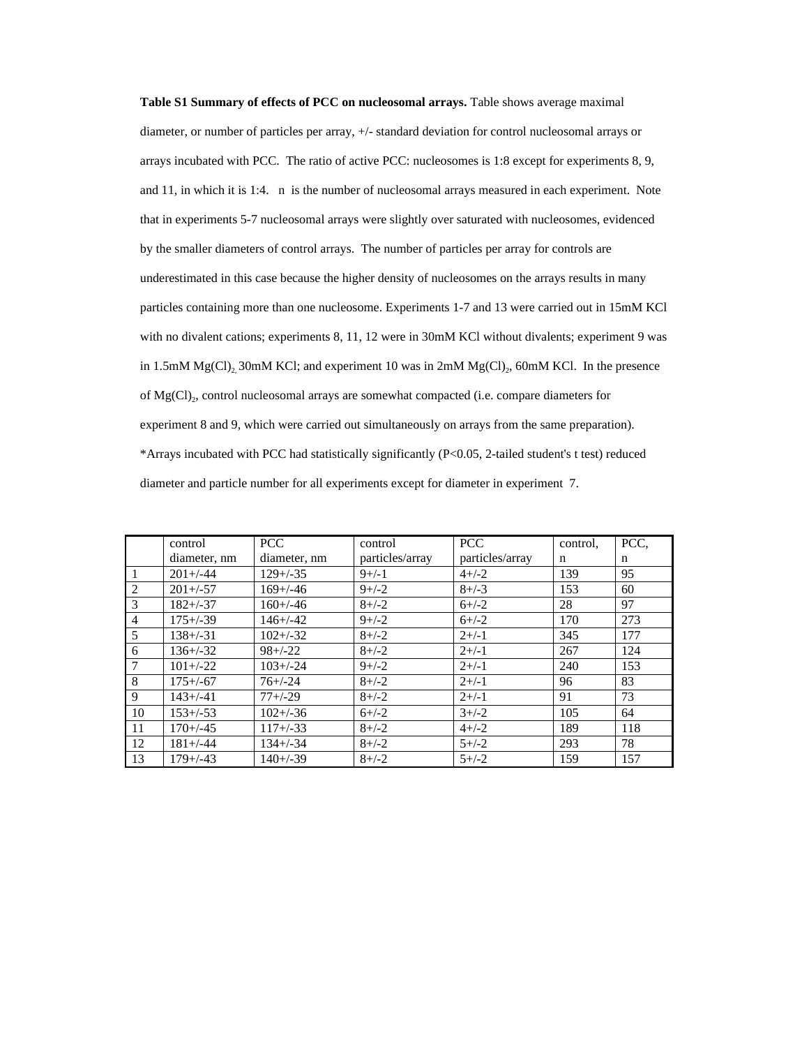**Table S1 Summary of effects of PCC on nucleosomal arrays.** Table shows average maximal diameter, or number of particles per array, +/- standard deviation for control nucleosomal arrays or arrays incubated with PCC. The ratio of active PCC: nucleosomes is 1:8 except for experiments 8, 9, and 11, in which it is 1:4. n is the number of nucleosomal arrays measured in each experiment. Note that in experiments 5-7 nucleosomal arrays were slightly over saturated with nucleosomes, evidenced by the smaller diameters of control arrays. The number of particles per array for controls are underestimated in this case because the higher density of nucleosomes on the arrays results in many particles containing more than one nucleosome. Experiments 1-7 and 13 were carried out in 15mM KCl with no divalent cations; experiments 8, 11, 12 were in 30mM KCl without divalents; experiment 9 was in 1.5mM $Mg(Cl)_2$, 30mM KCl; and experiment 10 was in 2mM $Mg(Cl)_2$, 60mM KCl. In the presence of $Mg(Cl)_2$, control nucleosomal arrays are somewhat compacted (i.e. compare diameters for experiment 8 and 9, which were carried out simultaneously on arrays from the same preparation). *Arrays incubated with PCC had statistically significantly (P<0.05, 2-tailed student's t test) reduced diameter and particle number for all experiments except for diameter in experiment 7.

| | control diameter, nm | PCC diameter, nm | control particles/array | PCC particles/array | control, n | PCC, n |
|---|---|---|---|---|---|---|
| 1 | 201+/-44 | 129+/-35 | 9+/-1 | 4+/-2 | 139 | 95 |
| 2 | 201+/-57 | 169+/-46 | 9+/-2 | 8+/-3 | 153 | 60 |
| 3 | 182+/-37 | 160+/-46 | 8+/-2 | 6+/-2 | 28 | 97 |
| 4 | 175+/-39 | 146+/-42 | 9+/-2 | 6+/-2 | 170 | 273 |
| 5 | 138+/-31 | 102+/-32 | 8+/-2 | 2+/-1 | 345 | 177 |
| 6 | 136+/-32 | 98+/-22 | 8+/-2 | 2+/-1 | 267 | 124 |
| 7 | 101+/-22 | 103+/-24 | 9+/-2 | 2+/-1 | 240 | 153 |
| 8 | 175+/-67 | 76+/-24 | 8+/-2 | 2+/-1 | 96 | 83 |
| 9 | 143+/-41 | 77+/-29 | 8+/-2 | 2+/-1 | 91 | 73 |
| 10 | 153+/-53 | 102+/-36 | 6+/-2 | 3+/-2 | 105 | 64 |
| 11 | 170+/-45 | 117+/-33 | 8+/-2 | 4+/-2 | 189 | 118 |
| 12 | 181+/-44 | 134+/-34 | 8+/-2 | 5+/-2 | 293 | 78 |
| 13 | 179+/-43 | 140+/-39 | 8+/-2 | 5+/-2 | 159 | 157 |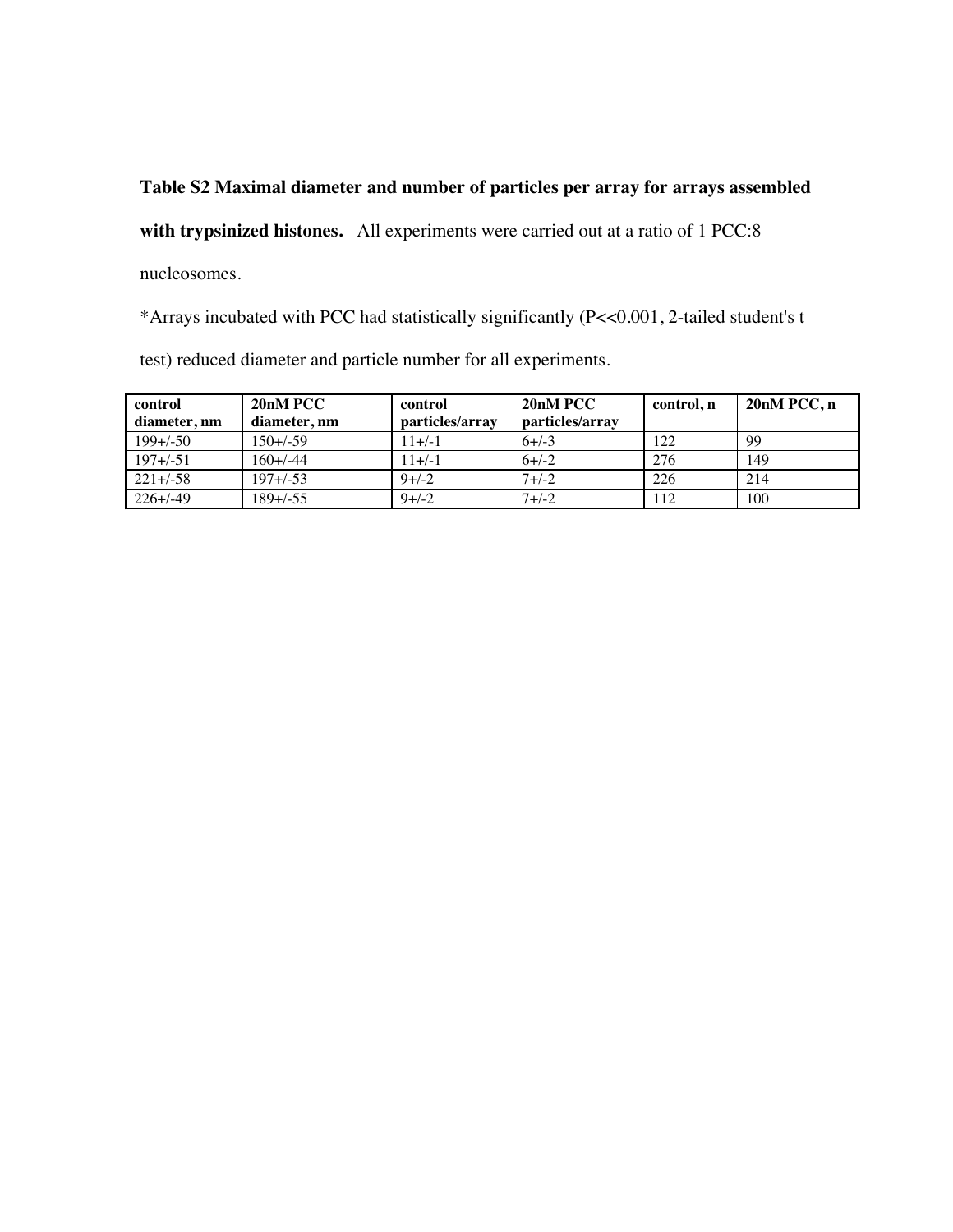**Table S2 Maximal diameter and number of particles per array for arrays assembled with trypsinized histones.** All experiments were carried out at a ratio of 1 PCC:8 nucleosomes.

*Arrays incubated with PCC had statistically significantly (P<<0.001, 2-tailed student's t test) reduced diameter and particle number for all experiments.

| control diameter, nm | 20nM PCC diameter, nm | control particles/array | 20nM PCC particles/array | control, n | 20nM PCC, n |
|---|---|---|---|---|---|
| 199+/-50 | 150+/-59 | 11+/-1 | 6+/-3 | 122 | 99 |
| 197+/-51 | 160+/-44 | 11+/-1 | 6+/-2 | 276 | 149 |
| 221+/-58 | 197+/-53 | 9+/-2 | 7+/-2 | 226 | 214 |
| 226+/-49 | 189+/-55 | 9+/-2 | 7+/-2 | 112 | 100 |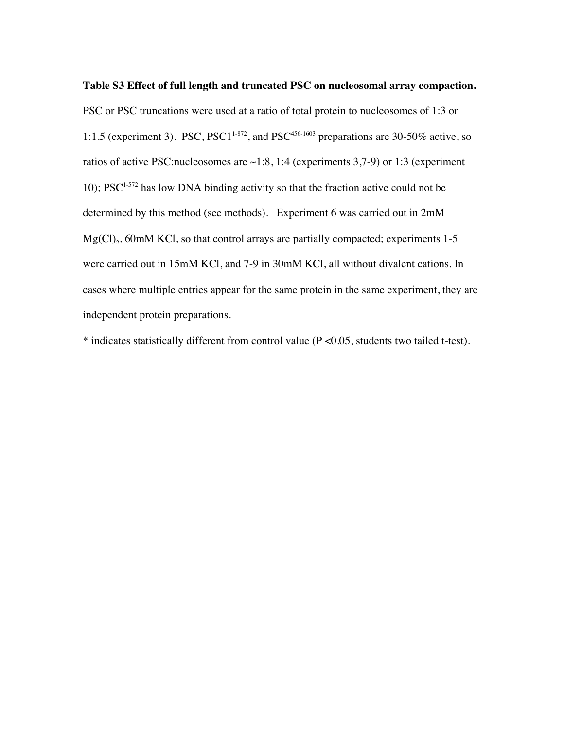**Table S3 Effect of full length and truncated PSC on nucleosomal array compaction.**

PSC or PSC truncations were used at a ratio of total protein to nucleosomes of 1:3 or 1:1.5 (experiment 3). PSC, $PSC1^{1-872}$, and $PSC^{456-1603}$ preparations are 30-50% active, so ratios of active PSC:nucleosomes are ~1:8, 1:4 (experiments 3,7-9) or 1:3 (experiment 10); $PSC^{1-572}$ has low DNA binding activity so that the fraction active could not be determined by this method (see methods). Experiment 6 was carried out in 2mM $Mg(Cl)_2$, 60mM KCl, so that control arrays are partially compacted; experiments 1-5 were carried out in 15mM KCl, and 7-9 in 30mM KCl, all without divalent cations. In cases where multiple entries appear for the same protein in the same experiment, they are independent protein preparations.

* indicates statistically different from control value ($P < 0.05$, students two tailed t-test).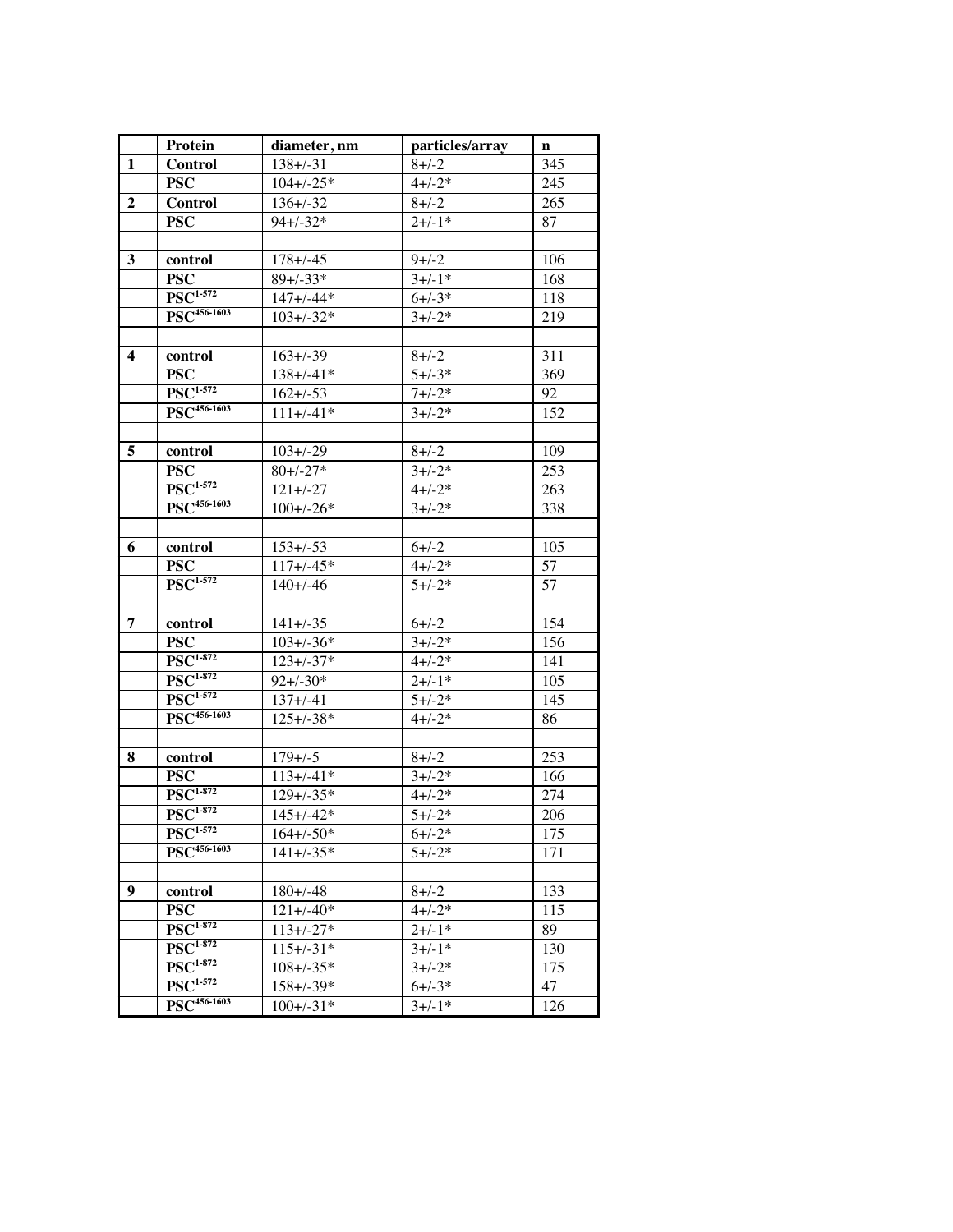|  | Protein | diameter, nm | particles/array | n |
|---|---|---|---|---|
| **1** | **Control** | 138+/-31 | 8+/-2 | 345 |
|  | **PSC** | 104+/-25* | 4+/-2* | 245 |
| **2** | **Control** | 136+/-32 | 8+/-2 | 265 |
|  | **PSC** | 94+/-32* | 2+/-1* | 87 |
|  |  |  |  |  |
| **3** | **control** | 178+/-45 | 9+/-2 | 106 |
|  | **PSC** | 89+/-33* | 3+/-1* | 168 |
|  | **$PSC^{1-572}$** | 147+/-44* | 6+/-3* | 118 |
|  | **$PSC^{456-1603}$** | 103+/-32* | 3+/-2* | 219 |
|  |  |  |  |  |
| **4** | **control** | 163+/-39 | 8+/-2 | 311 |
|  | **PSC** | 138+/-41* | 5+/-3* | 369 |
|  | **$PSC^{1-572}$** | 162+/-53 | 7+/-2* | 92 |
|  | **$PSC^{456-1603}$** | 111+/-41* | 3+/-2* | 152 |
|  |  |  |  |  |
| **5** | **control** | 103+/-29 | 8+/-2 | 109 |
|  | **PSC** | 80+/-27* | 3+/-2* | 253 |
|  | **$PSC^{1-572}$** | 121+/-27 | 4+/-2* | 263 |
|  | **$PSC^{456-1603}$** | 100+/-26* | 3+/-2* | 338 |
|  |  |  |  |  |
| **6** | **control** | 153+/-53 | 6+/-2 | 105 |
|  | **PSC** | 117+/-45* | 4+/-2* | 57 |
|  | **$PSC^{1-572}$** | 140+/-46 | 5+/-2* | 57 |
|  |  |  |  |  |
| **7** | **control** | 141+/-35 | 6+/-2 | 154 |
|  | **PSC** | 103+/-36* | 3+/-2* | 156 |
|  | **$PSC^{1-872}$** | 123+/-37* | 4+/-2* | 141 |
|  | **$PSC^{1-872}$** | 92+/-30* | 2+/-1* | 105 |
|  | **$PSC^{1-572}$** | 137+/-41 | 5+/-2* | 145 |
|  | **$PSC^{456-1603}$** | 125+/-38* | 4+/-2* | 86 |
|  |  |  |  |  |
| **8** | **control** | 179+/-5 | 8+/-2 | 253 |
|  | **PSC** | 113+/-41* | 3+/-2* | 166 |
|  | **$PSC^{1-872}$** | 129+/-35* | 4+/-2* | 274 |
|  | **$PSC^{1-872}$** | 145+/-42* | 5+/-2* | 206 |
|  | **$PSC^{1-572}$** | 164+/-50* | 6+/-2* | 175 |
|  | **$PSC^{456-1603}$** | 141+/-35* | 5+/-2* | 171 |
|  |  |  |  |  |
| **9** | **control** | 180+/-48 | 8+/-2 | 133 |
|  | **PSC** | 121+/-40* | 4+/-2* | 115 |
|  | **$PSC^{1-872}$** | 113+/-27* | 2+/-1* | 89 |
|  | **$PSC^{1-872}$** | 115+/-31* | 3+/-1* | 130 |
|  | **$PSC^{1-872}$** | 108+/-35* | 3+/-2* | 175 |
|  | **$PSC^{1-572}$** | 158+/-39* | 6+/-3* | 47 |
|  | **$PSC^{456-1603}$** | 100+/-31* | 3+/-1* | 126 |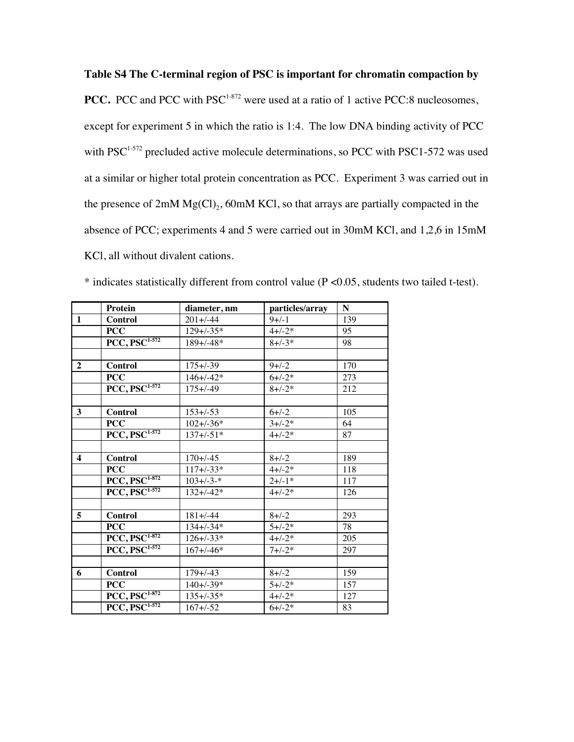**Table S4 The C-terminal region of PSC is important for chromatin compaction by PCC.** PCC and PCC with $PSC^{1\text{-}872}$ were used at a ratio of 1 active PCC:8 nucleosomes, except for experiment 5 in which the ratio is 1:4. The low DNA binding activity of PCC with $PSC^{1\text{-}572}$ precluded active molecule determinations, so PCC with PSC1-572 was used at a similar or higher total protein concentration as PCC. Experiment 3 was carried out in the presence of 2mM $Mg(Cl)_2$, 60mM KCl, so that arrays are partially compacted in the absence of PCC; experiments 4 and 5 were carried out in 30mM KCl, and 1,2,6 in 15mM KCl, all without divalent cations.

* indicates statistically different from control value ($P < 0.05$, students two tailed t-test).

| | Protein | diameter, nm | particles/array | N |
|---|---|---|---|---|
| **1** | **Control** | 201+/-44 | 9+/-1 | 139 |
| | **PCC** | 129+/-35* | 4+/-2* | 95 |
| | **PCC, $PSC^{1\text{-}572}$** | 189+/-48* | 8+/-3* | 98 |
| | | | | |
| **2** | **Control** | 175+/-39 | 9+/-2 | 170 |
| | **PCC** | 146+/-42* | 6+/-2* | 273 |
| | **PCC, $PSC^{1\text{-}572}$** | 175+/-49 | 8+/-2* | 212 |
| | | | | |
| **3** | **Control** | 153+/-53 | 6+/-2 | 105 |
| | **PCC** | 102+/-36* | 3+/-2* | 64 |
| | **PCC, $PSC^{1\text{-}572}$** | 137+/-51* | 4+/-2* | 87 |
| | | | | |
| **4** | **Control** | 170+/-45 | 8+/-2 | 189 |
| | **PCC** | 117+/-33* | 4+/-2* | 118 |
| | **PCC, $PSC^{1\text{-}872}$** | 103+/-3-* | 2+/-1* | 117 |
| | **PCC, $PSC^{1\text{-}572}$** | 132+/-42* | 4+/-2* | 126 |
| | | | | |
| **5** | **Control** | 181+/-44 | 8+/-2 | 293 |
| | **PCC** | 134+/-34* | 5+/-2* | 78 |
| | **PCC, $PSC^{1\text{-}872}$** | 126+/-33* | 4+/-2* | 205 |
| | **PCC, $PSC^{1\text{-}572}$** | 167+/-46* | 7+/-2* | 297 |
| | | | | |
| **6** | **Control** | 179+/-43 | 8+/-2 | 159 |
| | **PCC** | 140+/-39* | 5+/-2* | 157 |
| | **PCC, $PSC^{1\text{-}872}$** | 135+/-35* | 4+/-2* | 127 |
| | **PCC, $PSC^{1\text{-}572}$** | 167+/-52 | 6+/-2* | 83 |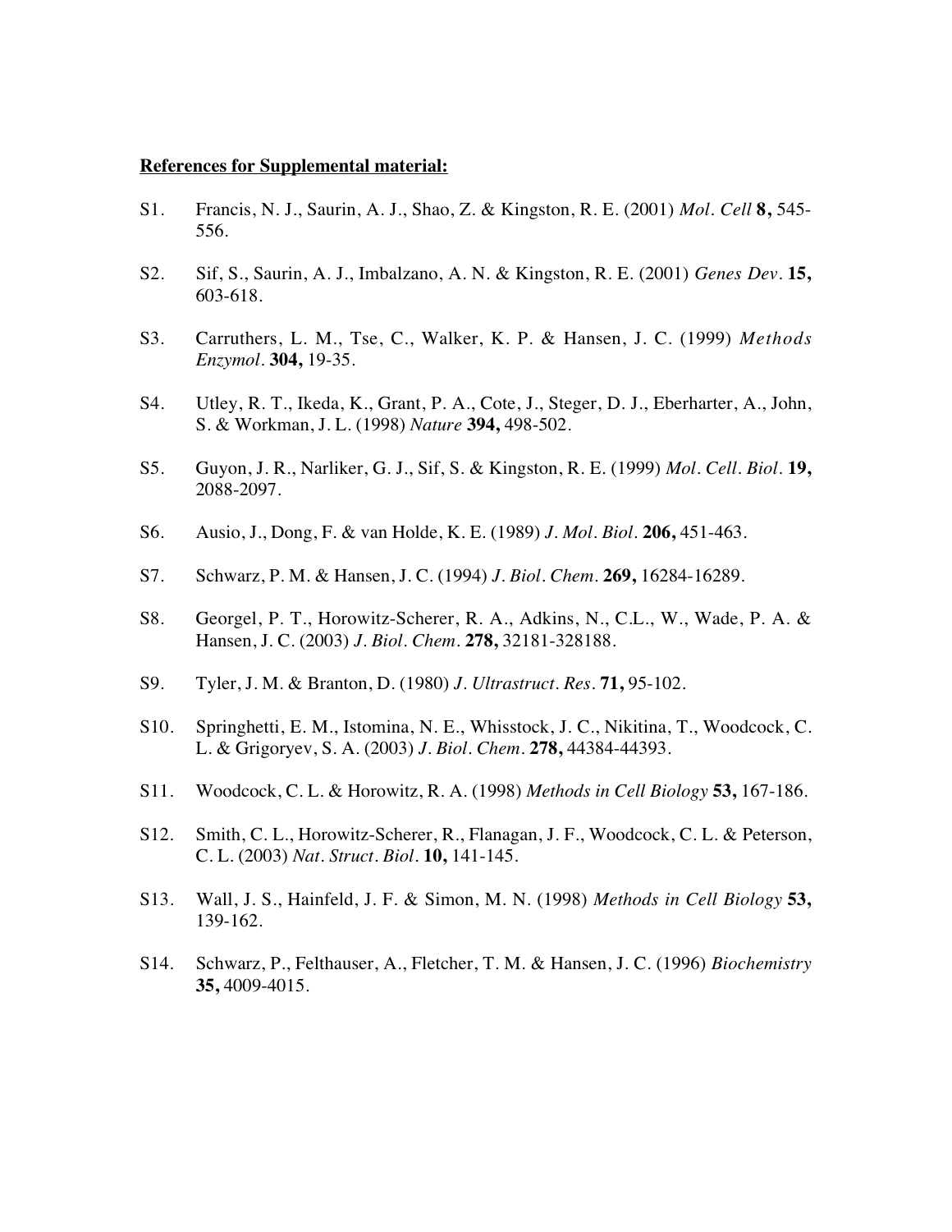**References for Supplemental material:**

S1. Francis, N. J., Saurin, A. J., Shao, Z. & Kingston, R. E. (2001) *Mol. Cell* **8,** 545-556.

S2. Sif, S., Saurin, A. J., Imbalzano, A. N. & Kingston, R. E. (2001) *Genes Dev.* **15,** 603-618.

S3. Carruthers, L. M., Tse, C., Walker, K. P. & Hansen, J. C. (1999) *Methods Enzymol.* **304,** 19-35.

S4. Utley, R. T., Ikeda, K., Grant, P. A., Cote, J., Steger, D. J., Eberharter, A., John, S. & Workman, J. L. (1998) *Nature* **394,** 498-502.

S5. Guyon, J. R., Narliker, G. J., Sif, S. & Kingston, R. E. (1999) *Mol. Cell. Biol.* **19,** 2088-2097.

S6. Ausio, J., Dong, F. & van Holde, K. E. (1989) *J. Mol. Biol.* **206,** 451-463.

S7. Schwarz, P. M. & Hansen, J. C. (1994) *J. Biol. Chem.* **269,** 16284-16289.

S8. Georgel, P. T., Horowitz-Scherer, R. A., Adkins, N., C.L., W., Wade, P. A. & Hansen, J. C. (2003) *J. Biol. Chem.* **278,** 32181-328188.

S9. Tyler, J. M. & Branton, D. (1980) *J. Ultrastruct. Res.* **71,** 95-102.

S10. Springhetti, E. M., Istomina, N. E., Whisstock, J. C., Nikitina, T., Woodcock, C. L. & Grigoryev, S. A. (2003) *J. Biol. Chem.* **278,** 44384-44393.

S11. Woodcock, C. L. & Horowitz, R. A. (1998) *Methods in Cell Biology* **53,** 167-186.

S12. Smith, C. L., Horowitz-Scherer, R., Flanagan, J. F., Woodcock, C. L. & Peterson, C. L. (2003) *Nat. Struct. Biol.* **10,** 141-145.

S13. Wall, J. S., Hainfeld, J. F. & Simon, M. N. (1998) *Methods in Cell Biology* **53,** 139-162.

S14. Schwarz, P., Felthauser, A., Fletcher, T. M. & Hansen, J. C. (1996) *Biochemistry* **35,** 4009-4015.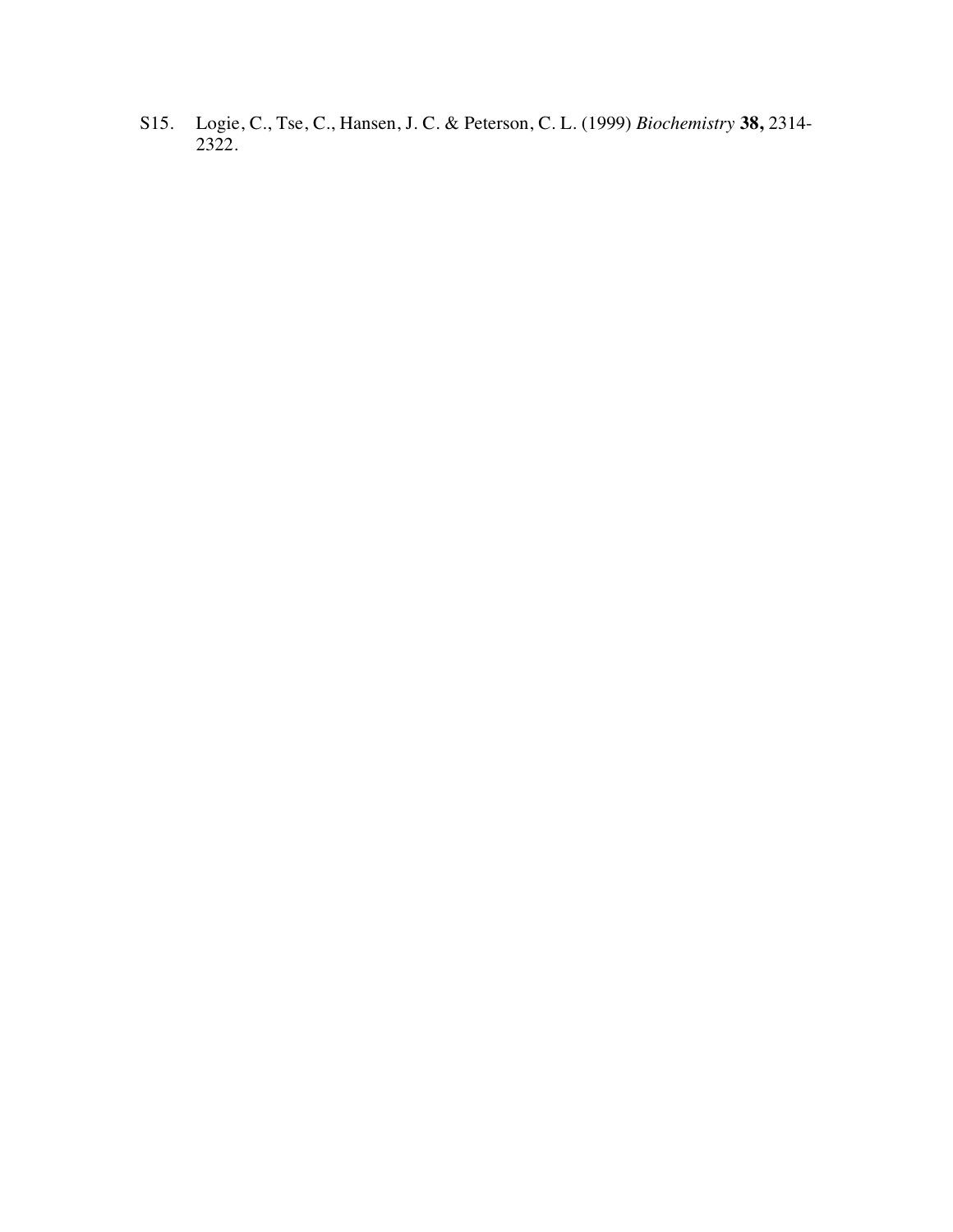S15. Logie, C., Tse, C., Hansen, J. C. & Peterson, C. L. (1999) *Biochemistry* **38,** 2314-2322.